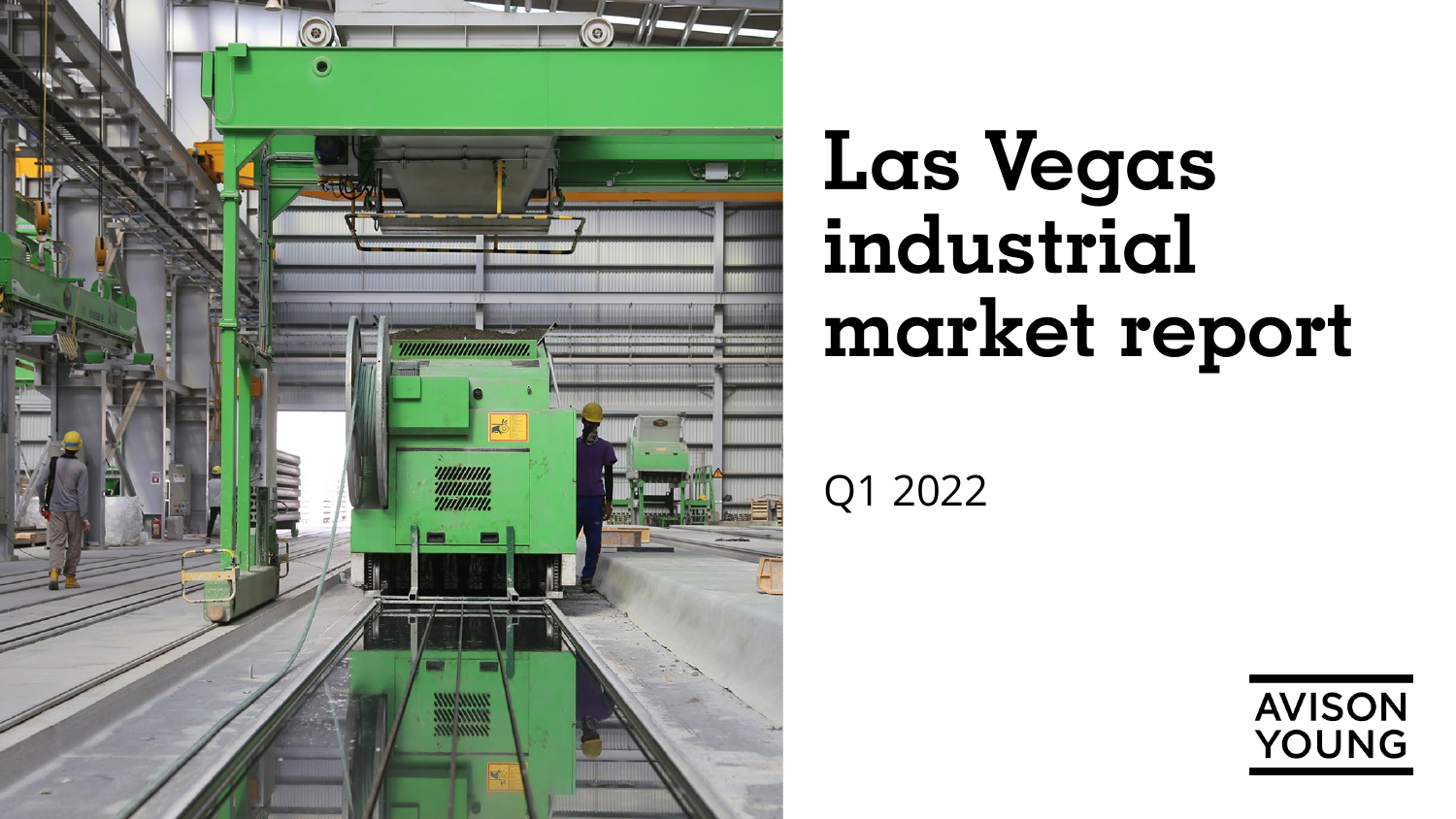# Las Vegas industrial market report

Q1 2022

AVISON YOUNG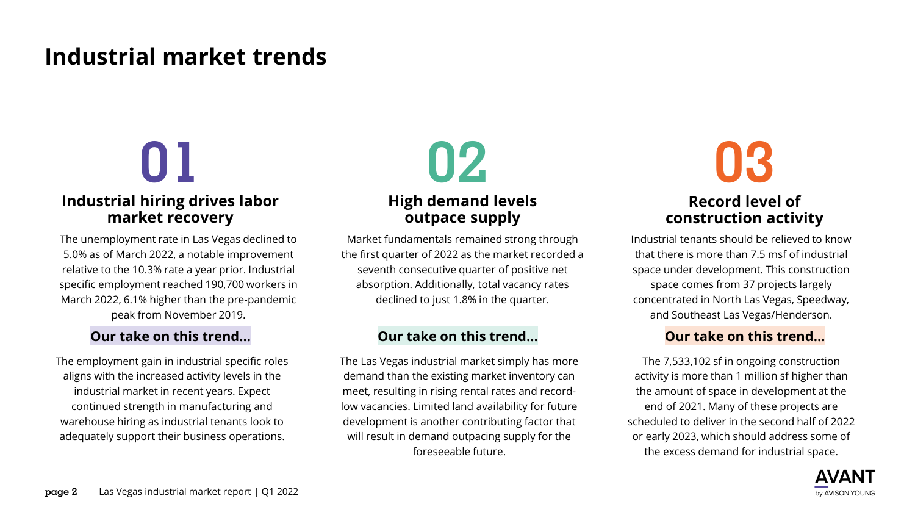# Industrial market trends

## 01

### Industrial hiring drives labor market recovery

The unemployment rate in Las Vegas declined to 5.0% as of March 2022, a notable improvement relative to the 10.3% rate a year prior. Industrial specific employment reached 190,700 workers in March 2022, 6.1% higher than the pre-pandemic peak from November 2019.

**Our take on this trend…**

The employment gain in industrial specific roles aligns with the increased activity levels in the industrial market in recent years. Expect continued strength in manufacturing and warehouse hiring as industrial tenants look to adequately support their business operations.

## 02

### High demand levels outpace supply

Market fundamentals remained strong through the first quarter of 2022 as the market recorded a seventh consecutive quarter of positive net absorption. Additionally, total vacancy rates declined to just 1.8% in the quarter.

**Our take on this trend…**

The Las Vegas industrial market simply has more demand than the existing market inventory can meet, resulting in rising rental rates and record-low vacancies. Limited land availability for future development is another contributing factor that will result in demand outpacing supply for the foreseeable future.

## 03

### Record level of construction activity

Industrial tenants should be relieved to know that there is more than 7.5 msf of industrial space under development. This construction space comes from 37 projects largely concentrated in North Las Vegas, Speedway, and Southeast Las Vegas/Henderson.

**Our take on this trend…**

The 7,533,102 sf in ongoing construction activity is more than 1 million sf higher than the amount of space in development at the end of 2021. Many of these projects are scheduled to deliver in the second half of 2022 or early 2023, which should address some of the excess demand for industrial space.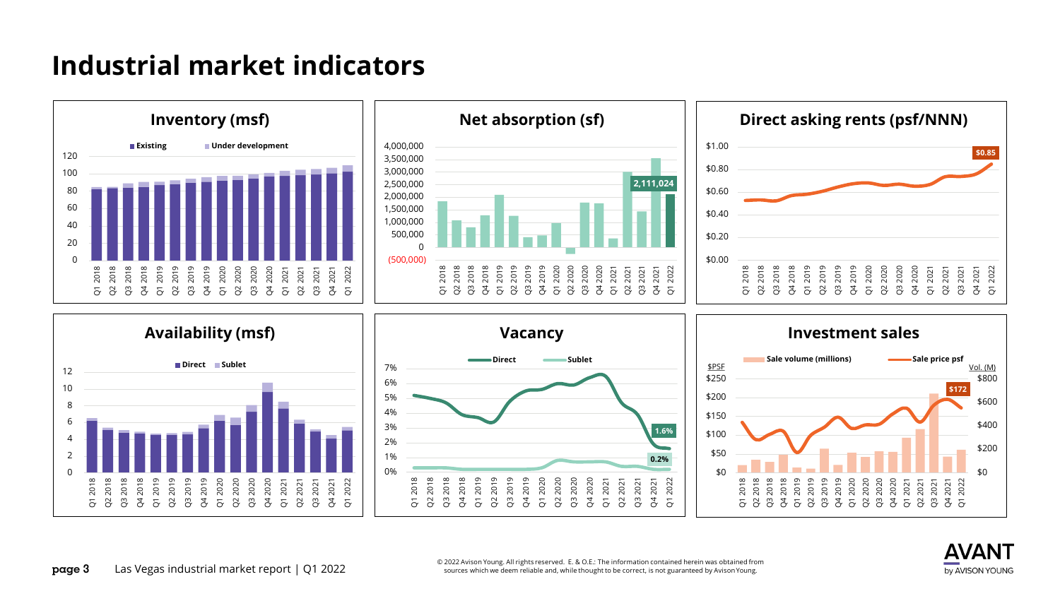# Industrial market indicators

## Inventory (msf)

Existing | Under development

## Net absorption (sf)

2,111,024

## Direct asking rents (psf/NNN)

$0.85

## Availability (msf)

Direct | Sublet

## Vacancy

Direct | Sublet

1.6%

0.2%

## Investment sales

Sale volume (millions) | Sale price psf

$172

Las Vegas industrial market report | Q1 2022

© 2022 Avison Young. All rights reserved. E. & O.E.: The information contained herein was obtained from sources which we deem reliable and, while thought to be correct, is not guaranteed by Avison Young.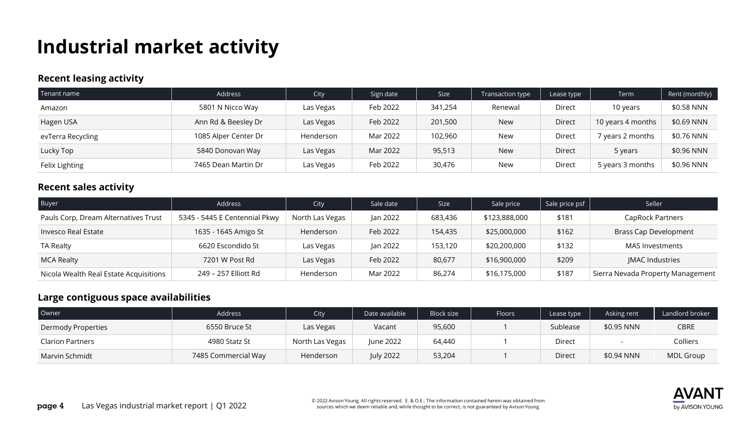# Industrial market activity

## Recent leasing activity

| Tenant name | Address | City | Sign date | Size | Transaction type | Lease type | Term | Rent (monthly) |
|---|---|---|---|---|---|---|---|---|
| Amazon | 5801 N Nicco Way | Las Vegas | Feb 2022 | 341,254 | Renewal | Direct | 10 years | $0.58 NNN |
| Hagen USA | Ann Rd & Beesley Dr | Las Vegas | Feb 2022 | 201,500 | New | Direct | 10 years 4 months | $0.69 NNN |
| evTerra Recycling | 1085 Alper Center Dr | Henderson | Mar 2022 | 102,960 | New | Direct | 7 years 2 months | $0.76 NNN |
| Lucky Top | 5840 Donovan Way | Las Vegas | Mar 2022 | 95,513 | New | Direct | 5 years | $0.96 NNN |
| Felix Lighting | 7465 Dean Martin Dr | Las Vegas | Feb 2022 | 30,476 | New | Direct | 5 years 3 months | $0.96 NNN |

## Recent sales activity

| Buyer | Address | City | Sale date | Size | Sale price | Sale price psf | Seller |
|---|---|---|---|---|---|---|---|
| Pauls Corp, Dream Alternatives Trust | 5345 - 5445 E Centennial Pkwy | North Las Vegas | Jan 2022 | 683,436 | $123,888,000 | $181 | CapRock Partners |
| Invesco Real Estate | 1635 - 1645 Amigo St | Henderson | Feb 2022 | 154,435 | $25,000,000 | $162 | Brass Cap Development |
| TA Realty | 6620 Escondido St | Las Vegas | Jan 2022 | 153,120 | $20,200,000 | $132 | MAS Investments |
| MCA Realty | 7201 W Post Rd | Las Vegas | Feb 2022 | 80,677 | $16,900,000 | $209 | JMAC Industries |
| Nicola Wealth Real Estate Acquisitions | 249 – 257 Elliott Rd | Henderson | Mar 2022 | 86,274 | $16,175,000 | $187 | Sierra Nevada Property Management |

## Large contiguous space availabilities

| Owner | Address | City | Date available | Block size | Floors | Lease type | Asking rent | Landlord broker |
|---|---|---|---|---|---|---|---|---|
| Dermody Properties | 6550 Bruce St | Las Vegas | Vacant | 95,600 | 1 | Sublease | $0.95 NNN | CBRE |
| Clarion Partners | 4980 Statz St | North Las Vegas | June 2022 | 64,440 | 1 | Direct | - | Colliers |
| Marvin Schmidt | 7485 Commercial Way | Henderson | July 2022 | 53,204 | 1 | Direct | $0.94 NNN | MDL Group |

© 2022 Avison Young. All rights reserved. E. & O.E.: The information contained herein was obtained from sources which we deem reliable and, while thought to be correct, is not guaranteed by Avison Young.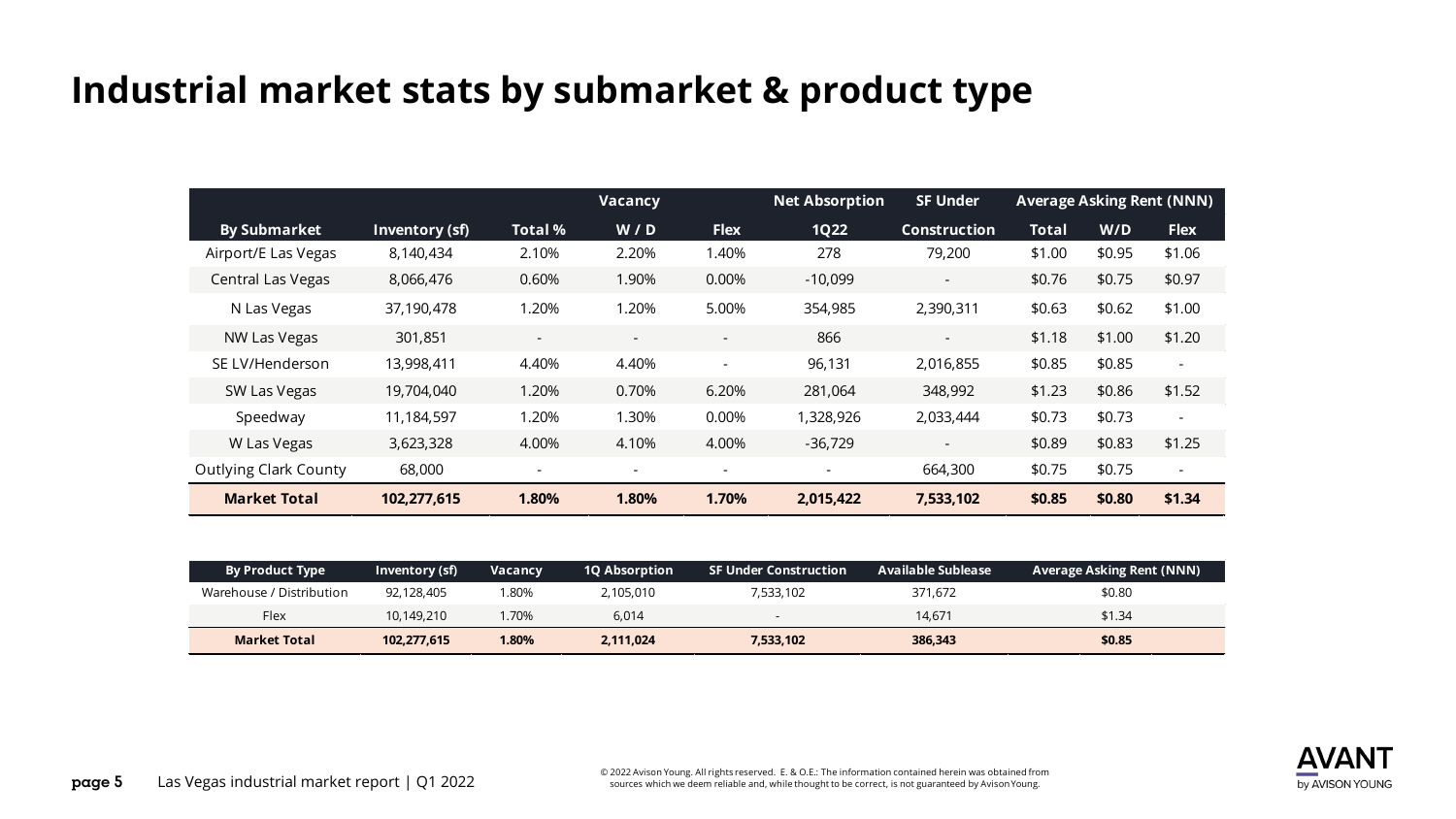# Industrial market stats by submarket & product type

| | | Vacancy | | | Net Absorption | SF Under | Average Asking Rent (NNN) | | |
|---|---|---|---|---|---|---|---|---|---|
| **By Submarket** | **Inventory (sf)** | **Total %** | **W / D** | **Flex** | **1Q22** | **Construction** | **Total** | **W/D** | **Flex** |
| Airport/E Las Vegas | 8,140,434 | 2.10% | 2.20% | 1.40% | 278 | 79,200 | $1.00 | $0.95 | $1.06 |
| Central Las Vegas | 8,066,476 | 0.60% | 1.90% | 0.00% | -10,099 | - | $0.76 | $0.75 | $0.97 |
| N Las Vegas | 37,190,478 | 1.20% | 1.20% | 5.00% | 354,985 | 2,390,311 | $0.63 | $0.62 | $1.00 |
| NW Las Vegas | 301,851 | - | - | - | 866 | - | $1.18 | $1.00 | $1.20 |
| SE LV/Henderson | 13,998,411 | 4.40% | 4.40% | - | 96,131 | 2,016,855 | $0.85 | $0.85 | - |
| SW Las Vegas | 19,704,040 | 1.20% | 0.70% | 6.20% | 281,064 | 348,992 | $1.23 | $0.86 | $1.52 |
| Speedway | 11,184,597 | 1.20% | 1.30% | 0.00% | 1,328,926 | 2,033,444 | $0.73 | $0.73 | - |
| W Las Vegas | 3,623,328 | 4.00% | 4.10% | 4.00% | -36,729 | - | $0.89 | $0.83 | $1.25 |
| Outlying Clark County | 68,000 | - | - | - | - | 664,300 | $0.75 | $0.75 | - |
| **Market Total** | **102,277,615** | **1.80%** | **1.80%** | **1.70%** | **2,015,422** | **7,533,102** | **$0.85** | **$0.80** | **$1.34** |

| By Product Type | Inventory (sf) | Vacancy | 1Q Absorption | SF Under Construction | Available Sublease | Average Asking Rent (NNN) |
|---|---|---|---|---|---|---|
| Warehouse / Distribution | 92,128,405 | 1.80% | 2,105,010 | 7,533,102 | 371,672 | $0.80 |
| Flex | 10,149,210 | 1.70% | 6,014 | - | 14,671 | $1.34 |
| **Market Total** | **102,277,615** | **1.80%** | **2,111,024** | **7,533,102** | **386,343** | **$0.85** |

© 2022 Avison Young. All rights reserved. E. & O.E.: The information contained herein was obtained from sources which we deem reliable and, while thought to be correct, is not guaranteed by Avison Young.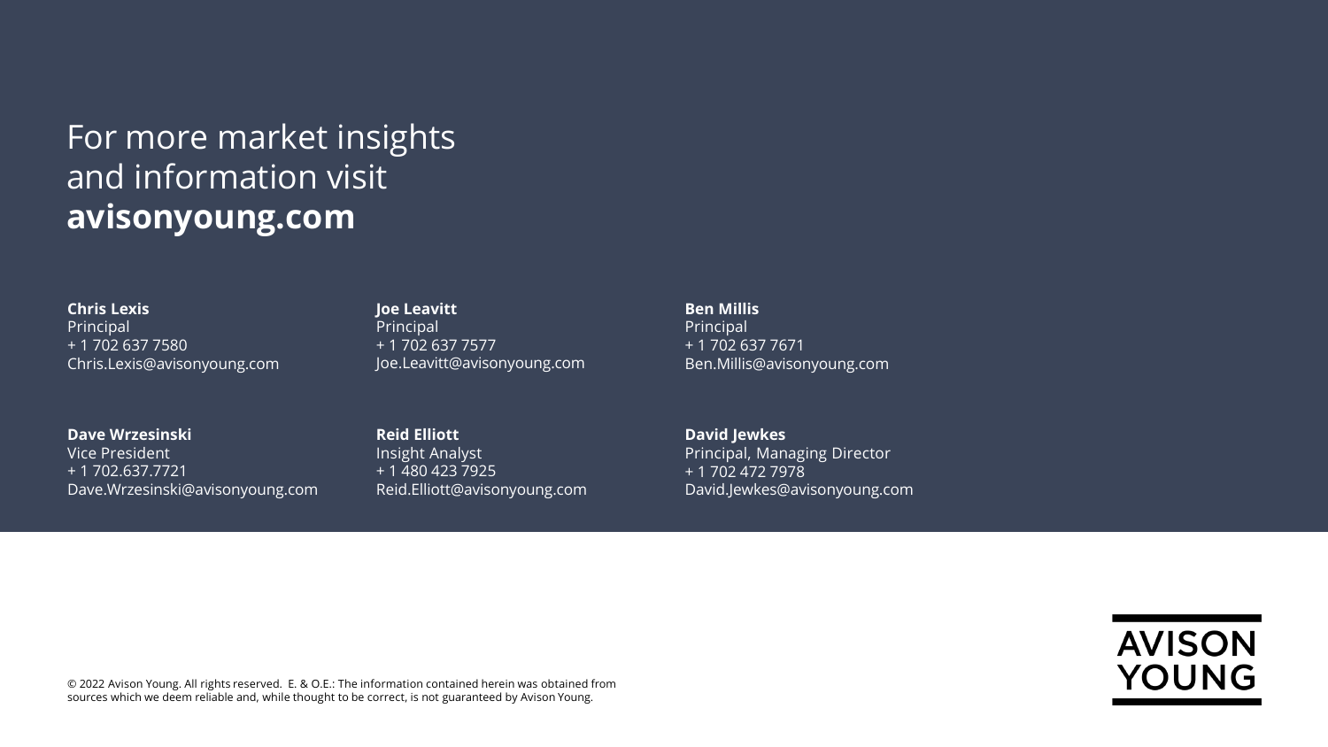For more market insights and information visit **avisonyoung.com**

**Chris Lexis**
Principal
+ 1 702 637 7580
Chris.Lexis@avisonyoung.com

**Joe Leavitt**
Principal
+ 1 702 637 7577
Joe.Leavitt@avisonyoung.com

**Ben Millis**
Principal
+ 1 702 637 7671
Ben.Millis@avisonyoung.com

**Dave Wrzesinski**
Vice President
+ 1 702.637.7721
Dave.Wrzesinski@avisonyoung.com

**Reid Elliott**
Insight Analyst
+ 1 480 423 7925
Reid.Elliott@avisonyoung.com

**David Jewkes**
Principal, Managing Director
+ 1 702 472 7978
David.Jewkes@avisonyoung.com

© 2022 Avison Young. All rights reserved. E. & O.E.: The information contained herein was obtained from sources which we deem reliable and, while thought to be correct, is not guaranteed by Avison Young.

AVISON YOUNG